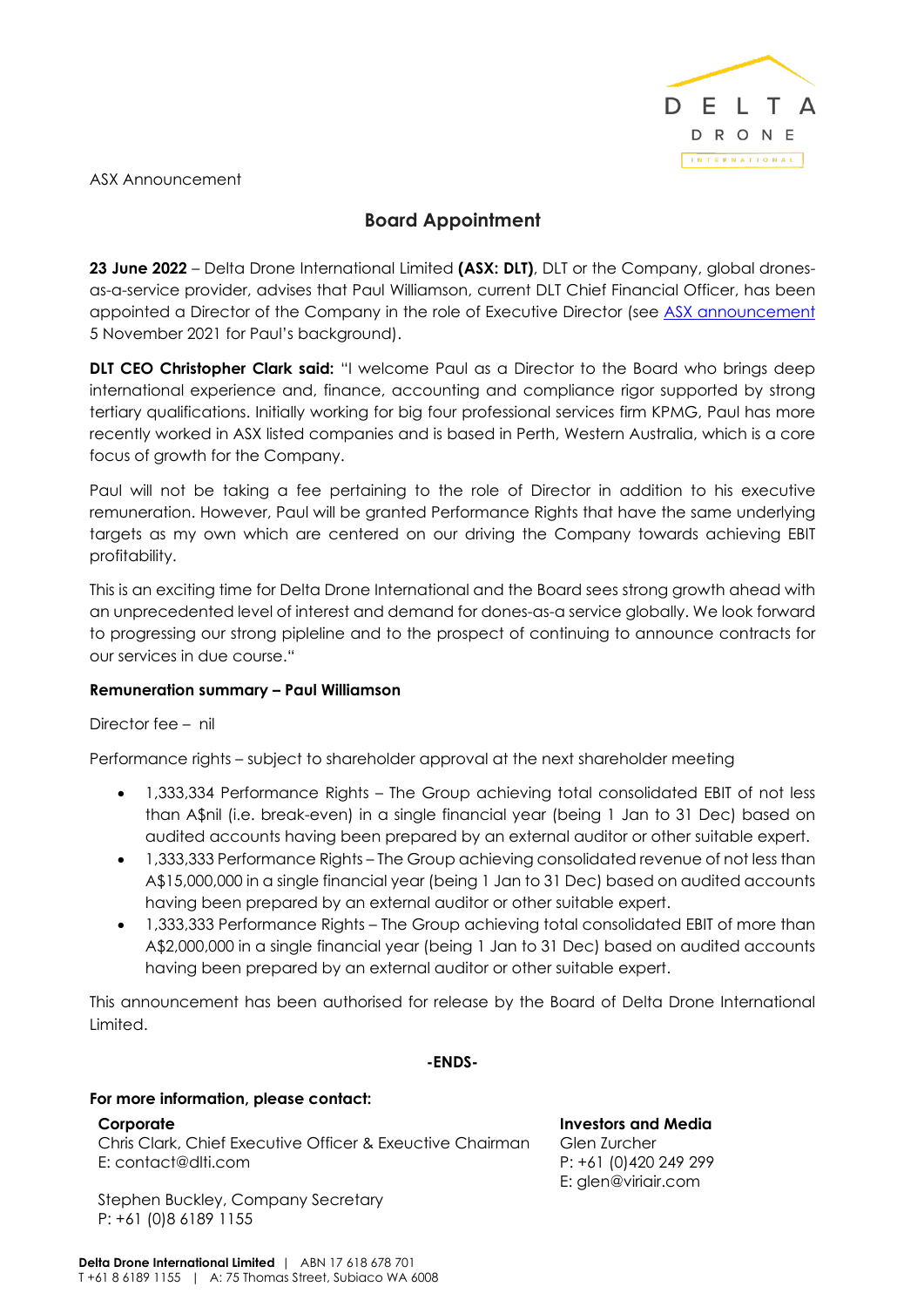ASX Announcement

## Board Appointment

**23 June 2022** – Delta Drone International Limited **(ASX: DLT)**, DLT or the Company, global drones-as-a-service provider, advises that Paul Williamson, current DLT Chief Financial Officer, has been appointed a Director of the Company in the role of Executive Director (see ASX announcement 5 November 2021 for Paul's background).

**DLT CEO Christopher Clark said:** "I welcome Paul as a Director to the Board who brings deep international experience and, finance, accounting and compliance rigor supported by strong tertiary qualifications. Initially working for big four professional services firm KPMG, Paul has more recently worked in ASX listed companies and is based in Perth, Western Australia, which is a core focus of growth for the Company.

Paul will not be taking a fee pertaining to the role of Director in addition to his executive remuneration. However, Paul will be granted Performance Rights that have the same underlying targets as my own which are centered on our driving the Company towards achieving EBIT profitability.

This is an exciting time for Delta Drone International and the Board sees strong growth ahead with an unprecedented level of interest and demand for dones-as-a service globally. We look forward to progressing our strong pipleline and to the prospect of continuing to announce contracts for our services in due course."

**Remuneration summary – Paul Williamson**

Director fee – nil

Performance rights – subject to shareholder approval at the next shareholder meeting

- 1,333,334 Performance Rights – The Group achieving total consolidated EBIT of not less than A$nil (i.e. break-even) in a single financial year (being 1 Jan to 31 Dec) based on audited accounts having been prepared by an external auditor or other suitable expert.
- 1,333,333 Performance Rights – The Group achieving consolidated revenue of not less than A$15,000,000 in a single financial year (being 1 Jan to 31 Dec) based on audited accounts having been prepared by an external auditor or other suitable expert.
- 1,333,333 Performance Rights – The Group achieving total consolidated EBIT of more than A$2,000,000 in a single financial year (being 1 Jan to 31 Dec) based on audited accounts having been prepared by an external auditor or other suitable expert.

This announcement has been authorised for release by the Board of Delta Drone International Limited.

**-ENDS-**

**For more information, please contact:**

**Corporate**
Chris Clark, Chief Executive Officer & Exeuctive Chairman
E: contact@dlti.com

Stephen Buckley, Company Secretary
P: +61 (0)8 6189 1155

**Investors and Media**
Glen Zurcher
P: +61 (0)420 249 299
E: glen@viriair.com

**Delta Drone International Limited** | ABN 17 618 678 701
T +61 8 6189 1155 | A: 75 Thomas Street, Subiaco WA 6008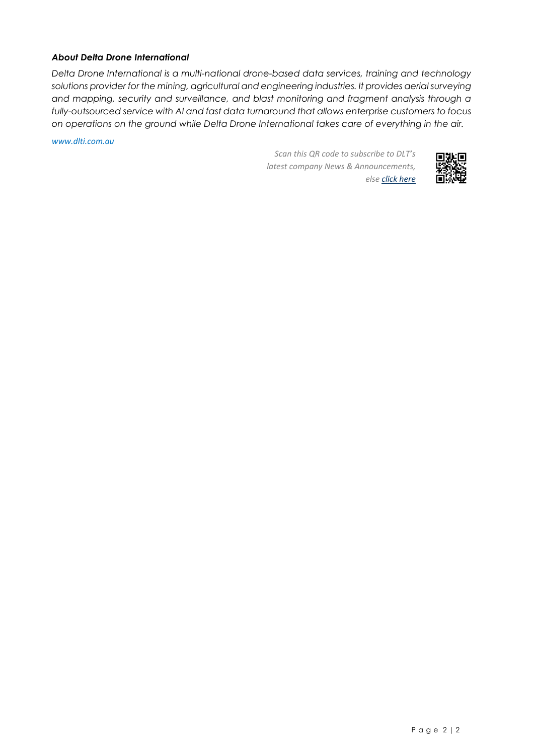***About Delta Drone International***

*Delta Drone International is a multi-national drone-based data services, training and technology solutions provider for the mining, agricultural and engineering industries. It provides aerial surveying and mapping, security and surveillance, and blast monitoring and fragment analysis through a fully-outsourced service with AI and fast data turnaround that allows enterprise customers to focus on operations on the ground while Delta Drone International takes care of everything in the air.*

*www.dlti.com.au*

*Scan this QR code to subscribe to DLT's latest company News & Announcements, else click here*